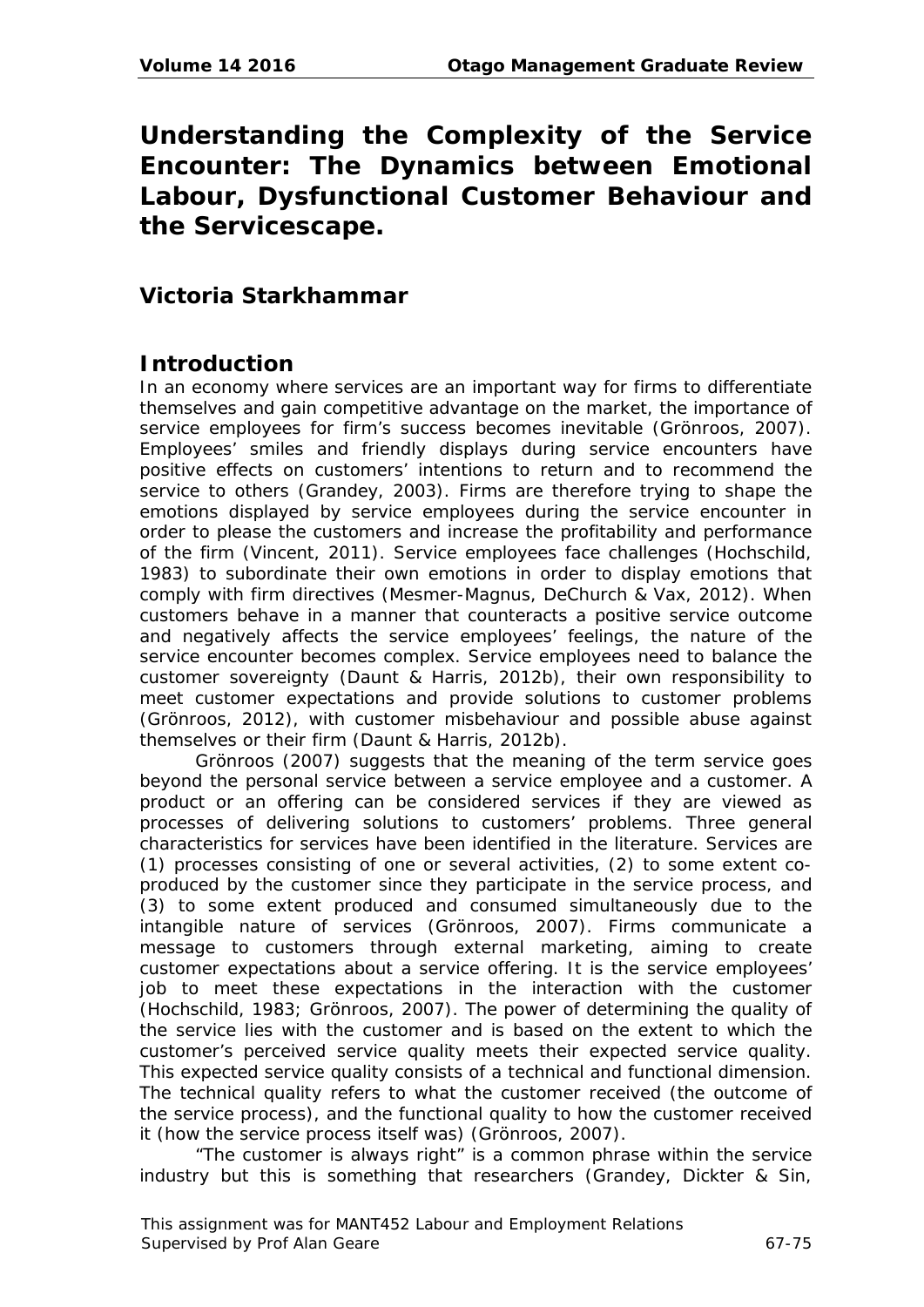# Understanding the Complexity of the Service Encounter: The Dynamics between Emotional Labour, Dysfunctional Customer Behaviour and the Servicescape.

## Victoria Starkhammar

## Introduction

In an economy where services are an important way for firms to differentiate themselves and gain competitive advantage on the market, the importance of service employees for firm's success becomes inevitable (Grönroos, 2007). Employees' smiles and friendly displays during service encounters have positive effects on customers' intentions to return and to recommend the service to others (Grandey, 2003). Firms are therefore trying to shape the emotions displayed by service employees during the service encounter in order to please the customers and increase the profitability and performance of the firm (Vincent, 2011). Service employees face challenges (Hochschild, 1983) to subordinate their own emotions in order to display emotions that comply with firm directives (Mesmer-Magnus, DeChurch & Vax, 2012). When customers behave in a manner that counteracts a positive service outcome and negatively affects the service employees' feelings, the nature of the service encounter becomes complex. Service employees need to balance the customer sovereignty (Daunt & Harris, 2012b), their own responsibility to meet customer expectations and provide solutions to customer problems (Grönroos, 2012), with customer misbehaviour and possible abuse against themselves or their firm (Daunt & Harris, 2012b).

Grönroos (2007) suggests that the meaning of the term service goes beyond the personal service between a service employee and a customer. A product or an offering can be considered services if they are viewed as processes of delivering solutions to customers' problems. Three general characteristics for services have been identified in the literature. Services are (1) processes consisting of one or several activities, (2) to some extent co-produced by the customer since they participate in the service process, and (3) to some extent produced and consumed simultaneously due to the intangible nature of services (Grönroos, 2007). Firms communicate a message to customers through external marketing, aiming to create customer expectations about a service offering. It is the service employees' job to meet these expectations in the interaction with the customer (Hochschild, 1983; Grönroos, 2007). The power of determining the quality of the service lies with the customer and is based on the extent to which the customer's perceived service quality meets their expected service quality. This expected service quality consists of a technical and functional dimension. The technical quality refers to what the customer received (the outcome of the service process), and the functional quality to how the customer received it (how the service process itself was) (Grönroos, 2007).

"The customer is always right" is a common phrase within the service industry but this is something that researchers (Grandey, Dickter & Sin,

This assignment was for MANT452 Labour and Employment Relations
Supervised by Prof Alan Geare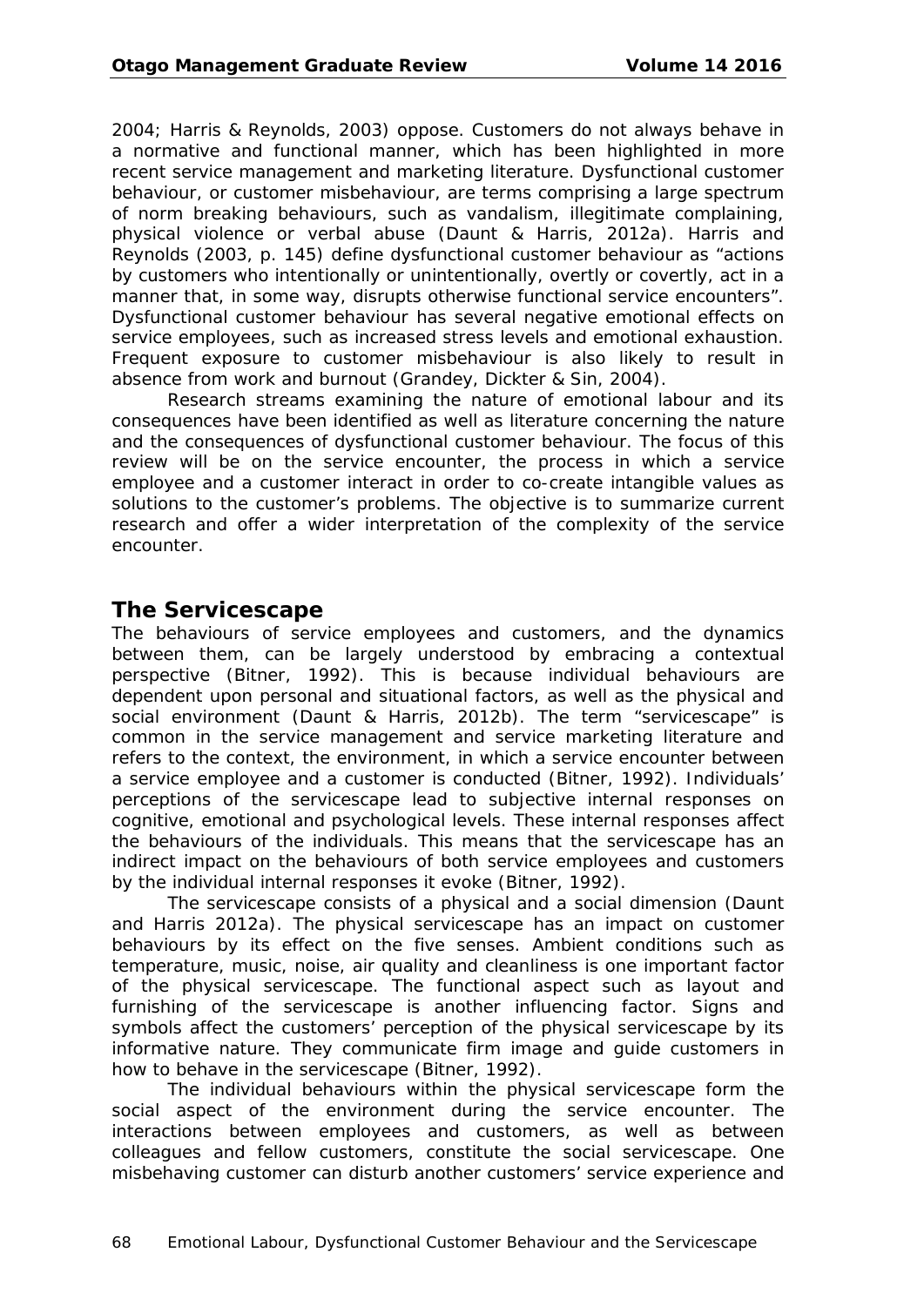2004; Harris & Reynolds, 2003) oppose. Customers do not always behave in a normative and functional manner, which has been highlighted in more recent service management and marketing literature. Dysfunctional customer behaviour, or customer misbehaviour, are terms comprising a large spectrum of norm breaking behaviours, such as vandalism, illegitimate complaining, physical violence or verbal abuse (Daunt & Harris, 2012a). Harris and Reynolds (2003, p. 145) define dysfunctional customer behaviour as "actions by customers who intentionally or unintentionally, overtly or covertly, act in a manner that, in some way, disrupts otherwise functional service encounters". Dysfunctional customer behaviour has several negative emotional effects on service employees, such as increased stress levels and emotional exhaustion. Frequent exposure to customer misbehaviour is also likely to result in absence from work and burnout (Grandey, Dickter & Sin, 2004).

Research streams examining the nature of emotional labour and its consequences have been identified as well as literature concerning the nature and the consequences of dysfunctional customer behaviour. The focus of this review will be on the service encounter, the process in which a service employee and a customer interact in order to co-create intangible values as solutions to the customer's problems. The objective is to summarize current research and offer a wider interpretation of the complexity of the service encounter.

## The Servicescape

The behaviours of service employees and customers, and the dynamics between them, can be largely understood by embracing a contextual perspective (Bitner, 1992). This is because individual behaviours are dependent upon personal and situational factors, as well as the physical and social environment (Daunt & Harris, 2012b). The term "servicescape" is common in the service management and service marketing literature and refers to the context, the environment, in which a service encounter between a service employee and a customer is conducted (Bitner, 1992). Individuals' perceptions of the servicescape lead to subjective internal responses on cognitive, emotional and psychological levels. These internal responses affect the behaviours of the individuals. This means that the servicescape has an indirect impact on the behaviours of both service employees and customers by the individual internal responses it evoke (Bitner, 1992).

The servicescape consists of a physical and a social dimension (Daunt and Harris 2012a). The physical servicescape has an impact on customer behaviours by its effect on the five senses. Ambient conditions such as temperature, music, noise, air quality and cleanliness is one important factor of the physical servicescape. The functional aspect such as layout and furnishing of the servicescape is another influencing factor. Signs and symbols affect the customers' perception of the physical servicescape by its informative nature. They communicate firm image and guide customers in how to behave in the servicescape (Bitner, 1992).

The individual behaviours within the physical servicescape form the social aspect of the environment during the service encounter. The interactions between employees and customers, as well as between colleagues and fellow customers, constitute the social servicescape. One misbehaving customer can disturb another customers' service experience and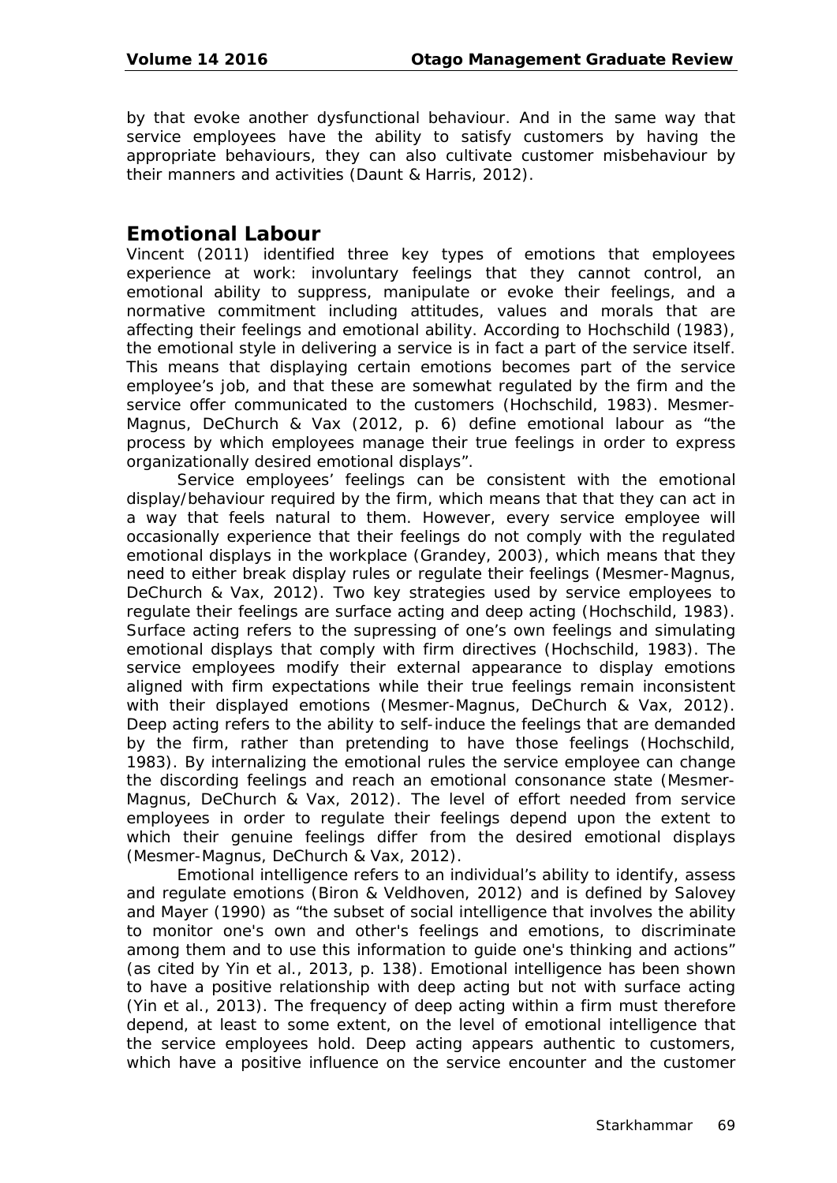by that evoke another dysfunctional behaviour. And in the same way that service employees have the ability to satisfy customers by having the appropriate behaviours, they can also cultivate customer misbehaviour by their manners and activities (Daunt & Harris, 2012).

## Emotional Labour

Vincent (2011) identified three key types of emotions that employees experience at work: involuntary feelings that they cannot control, an emotional ability to suppress, manipulate or evoke their feelings, and a normative commitment including attitudes, values and morals that are affecting their feelings and emotional ability. According to Hochschild (1983), the emotional style in delivering a service is in fact a part of the service itself. This means that displaying certain emotions becomes part of the service employee's job, and that these are somewhat regulated by the firm and the service offer communicated to the customers (Hochschild, 1983). Mesmer-Magnus, DeChurch & Vax (2012, p. 6) define emotional labour as "the process by which employees manage their true feelings in order to express organizationally desired emotional displays".

Service employees' feelings can be consistent with the emotional display/behaviour required by the firm, which means that that they can act in a way that feels natural to them. However, every service employee will occasionally experience that their feelings do not comply with the regulated emotional displays in the workplace (Grandey, 2003), which means that they need to either break display rules or regulate their feelings (Mesmer-Magnus, DeChurch & Vax, 2012). Two key strategies used by service employees to regulate their feelings are surface acting and deep acting (Hochschild, 1983). Surface acting refers to the supressing of one's own feelings and simulating emotional displays that comply with firm directives (Hochschild, 1983). The service employees modify their external appearance to display emotions aligned with firm expectations while their true feelings remain inconsistent with their displayed emotions (Mesmer-Magnus, DeChurch & Vax, 2012). Deep acting refers to the ability to self-induce the feelings that are demanded by the firm, rather than pretending to have those feelings (Hochschild, 1983). By internalizing the emotional rules the service employee can change the discording feelings and reach an emotional consonance state (Mesmer-Magnus, DeChurch & Vax, 2012). The level of effort needed from service employees in order to regulate their feelings depend upon the extent to which their genuine feelings differ from the desired emotional displays (Mesmer-Magnus, DeChurch & Vax, 2012).

Emotional intelligence refers to an individual's ability to identify, assess and regulate emotions (Biron & Veldhoven, 2012) and is defined by Salovey and Mayer (1990) as "the subset of social intelligence that involves the ability to monitor one's own and other's feelings and emotions, to discriminate among them and to use this information to guide one's thinking and actions" (as cited by Yin et al., 2013, p. 138). Emotional intelligence has been shown to have a positive relationship with deep acting but not with surface acting (Yin et al., 2013). The frequency of deep acting within a firm must therefore depend, at least to some extent, on the level of emotional intelligence that the service employees hold. Deep acting appears authentic to customers, which have a positive influence on the service encounter and the customer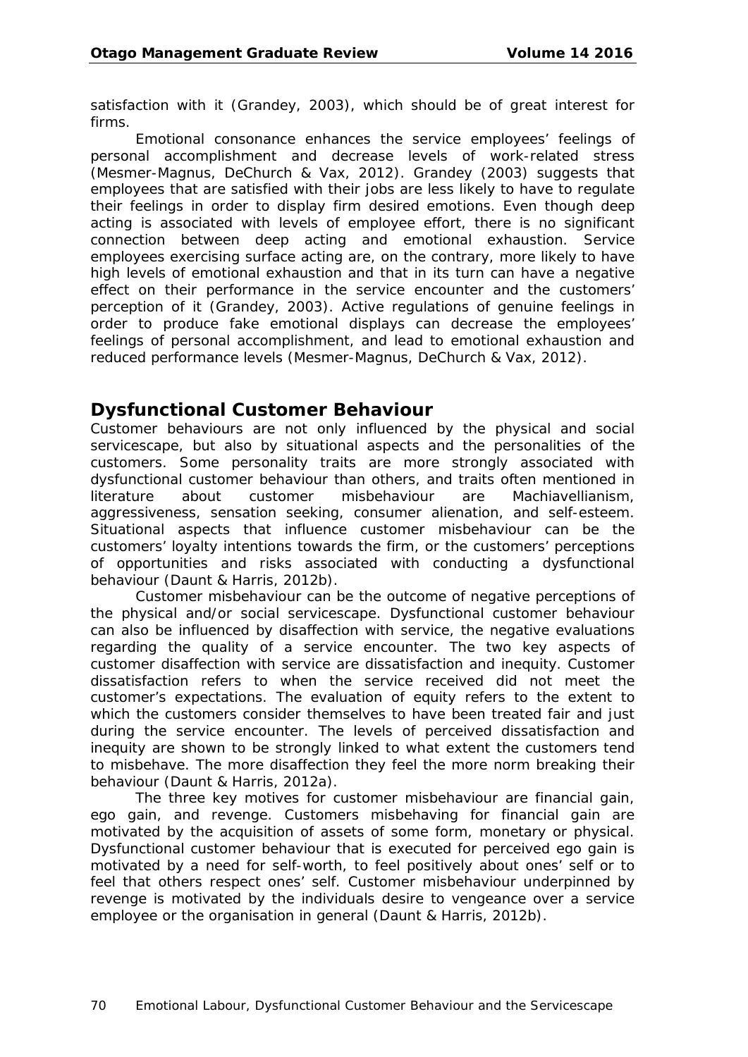satisfaction with it (Grandey, 2003), which should be of great interest for firms.

Emotional consonance enhances the service employees' feelings of personal accomplishment and decrease levels of work-related stress (Mesmer-Magnus, DeChurch & Vax, 2012). Grandey (2003) suggests that employees that are satisfied with their jobs are less likely to have to regulate their feelings in order to display firm desired emotions. Even though deep acting is associated with levels of employee effort, there is no significant connection between deep acting and emotional exhaustion. Service employees exercising surface acting are, on the contrary, more likely to have high levels of emotional exhaustion and that in its turn can have a negative effect on their performance in the service encounter and the customers' perception of it (Grandey, 2003). Active regulations of genuine feelings in order to produce fake emotional displays can decrease the employees' feelings of personal accomplishment, and lead to emotional exhaustion and reduced performance levels (Mesmer-Magnus, DeChurch & Vax, 2012).

## Dysfunctional Customer Behaviour

Customer behaviours are not only influenced by the physical and social servicescape, but also by situational aspects and the personalities of the customers. Some personality traits are more strongly associated with dysfunctional customer behaviour than others, and traits often mentioned in literature about customer misbehaviour are Machiavellianism, aggressiveness, sensation seeking, consumer alienation, and self-esteem. Situational aspects that influence customer misbehaviour can be the customers' loyalty intentions towards the firm, or the customers' perceptions of opportunities and risks associated with conducting a dysfunctional behaviour (Daunt & Harris, 2012b).

Customer misbehaviour can be the outcome of negative perceptions of the physical and/or social servicescape. Dysfunctional customer behaviour can also be influenced by disaffection with service, the negative evaluations regarding the quality of a service encounter. The two key aspects of customer disaffection with service are dissatisfaction and inequity. Customer dissatisfaction refers to when the service received did not meet the customer's expectations. The evaluation of equity refers to the extent to which the customers consider themselves to have been treated fair and just during the service encounter. The levels of perceived dissatisfaction and inequity are shown to be strongly linked to what extent the customers tend to misbehave. The more disaffection they feel the more norm breaking their behaviour (Daunt & Harris, 2012a).

The three key motives for customer misbehaviour are financial gain, ego gain, and revenge. Customers misbehaving for financial gain are motivated by the acquisition of assets of some form, monetary or physical. Dysfunctional customer behaviour that is executed for perceived ego gain is motivated by a need for self-worth, to feel positively about ones' self or to feel that others respect ones' self. Customer misbehaviour underpinned by revenge is motivated by the individuals desire to vengeance over a service employee or the organisation in general (Daunt & Harris, 2012b).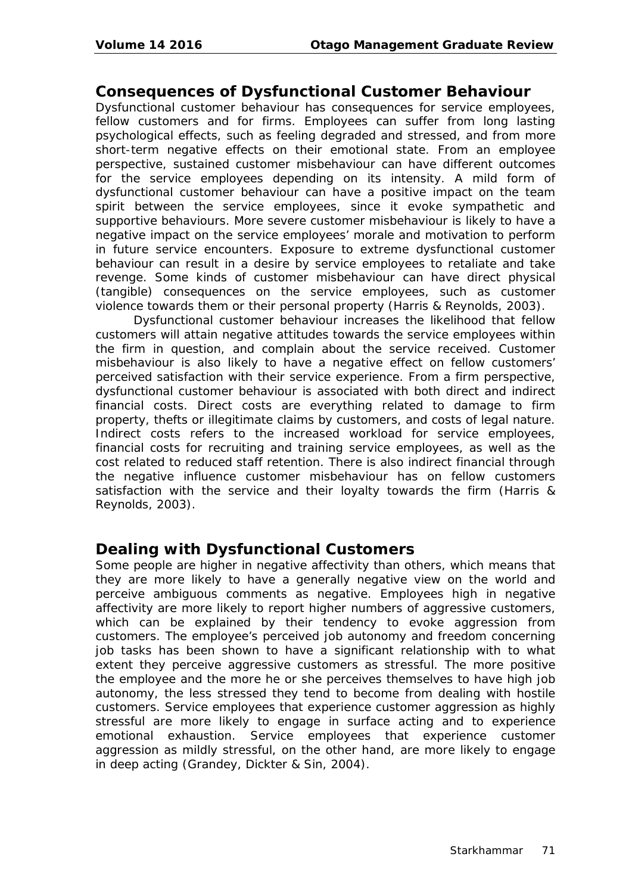## Consequences of Dysfunctional Customer Behaviour

Dysfunctional customer behaviour has consequences for service employees, fellow customers and for firms. Employees can suffer from long lasting psychological effects, such as feeling degraded and stressed, and from more short-term negative effects on their emotional state. From an employee perspective, sustained customer misbehaviour can have different outcomes for the service employees depending on its intensity. A mild form of dysfunctional customer behaviour can have a positive impact on the team spirit between the service employees, since it evoke sympathetic and supportive behaviours. More severe customer misbehaviour is likely to have a negative impact on the service employees' morale and motivation to perform in future service encounters. Exposure to extreme dysfunctional customer behaviour can result in a desire by service employees to retaliate and take revenge. Some kinds of customer misbehaviour can have direct physical (tangible) consequences on the service employees, such as customer violence towards them or their personal property (Harris & Reynolds, 2003).

Dysfunctional customer behaviour increases the likelihood that fellow customers will attain negative attitudes towards the service employees within the firm in question, and complain about the service received. Customer misbehaviour is also likely to have a negative effect on fellow customers' perceived satisfaction with their service experience. From a firm perspective, dysfunctional customer behaviour is associated with both direct and indirect financial costs. Direct costs are everything related to damage to firm property, thefts or illegitimate claims by customers, and costs of legal nature. Indirect costs refers to the increased workload for service employees, financial costs for recruiting and training service employees, as well as the cost related to reduced staff retention. There is also indirect financial through the negative influence customer misbehaviour has on fellow customers satisfaction with the service and their loyalty towards the firm (Harris & Reynolds, 2003).

## Dealing with Dysfunctional Customers

Some people are higher in negative affectivity than others, which means that they are more likely to have a generally negative view on the world and perceive ambiguous comments as negative. Employees high in negative affectivity are more likely to report higher numbers of aggressive customers, which can be explained by their tendency to evoke aggression from customers. The employee's perceived job autonomy and freedom concerning job tasks has been shown to have a significant relationship with to what extent they perceive aggressive customers as stressful. The more positive the employee and the more he or she perceives themselves to have high job autonomy, the less stressed they tend to become from dealing with hostile customers. Service employees that experience customer aggression as highly stressful are more likely to engage in surface acting and to experience emotional exhaustion. Service employees that experience customer aggression as mildly stressful, on the other hand, are more likely to engage in deep acting (Grandey, Dickter & Sin, 2004).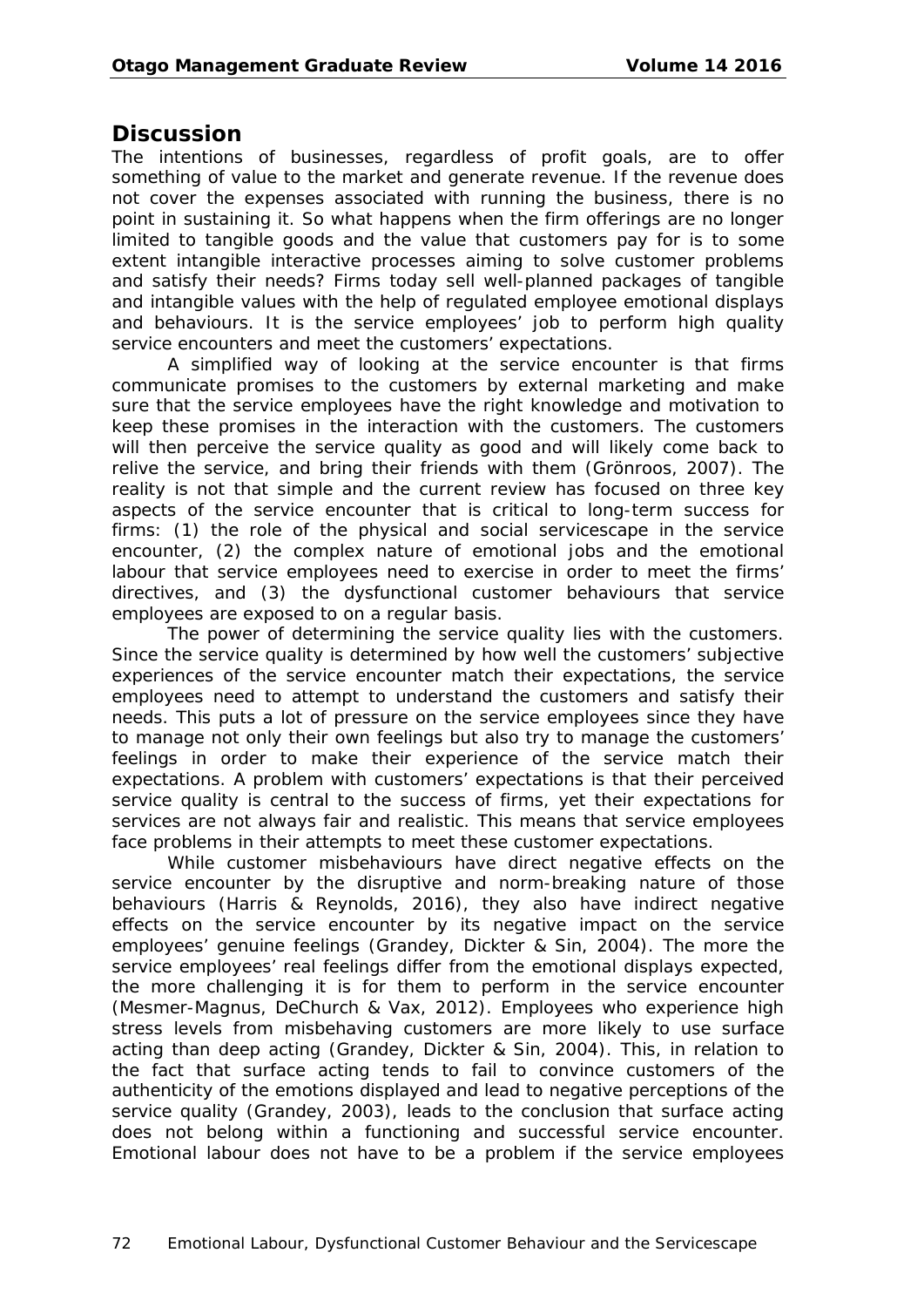## Discussion

The intentions of businesses, regardless of profit goals, are to offer something of value to the market and generate revenue. If the revenue does not cover the expenses associated with running the business, there is no point in sustaining it. So what happens when the firm offerings are no longer limited to tangible goods and the value that customers pay for is to some extent intangible interactive processes aiming to solve customer problems and satisfy their needs? Firms today sell well-planned packages of tangible and intangible values with the help of regulated employee emotional displays and behaviours. It is the service employees' job to perform high quality service encounters and meet the customers' expectations.

A simplified way of looking at the service encounter is that firms communicate promises to the customers by external marketing and make sure that the service employees have the right knowledge and motivation to keep these promises in the interaction with the customers. The customers will then perceive the service quality as good and will likely come back to relive the service, and bring their friends with them (Grönroos, 2007). The reality is not that simple and the current review has focused on three key aspects of the service encounter that is critical to long-term success for firms: (1) the role of the physical and social servicescape in the service encounter, (2) the complex nature of emotional jobs and the emotional labour that service employees need to exercise in order to meet the firms' directives, and (3) the dysfunctional customer behaviours that service employees are exposed to on a regular basis.

The power of determining the service quality lies with the customers. Since the service quality is determined by how well the customers' subjective experiences of the service encounter match their expectations, the service employees need to attempt to understand the customers and satisfy their needs. This puts a lot of pressure on the service employees since they have to manage not only their own feelings but also try to manage the customers' feelings in order to make their experience of the service match their expectations. A problem with customers' expectations is that their perceived service quality is central to the success of firms, yet their expectations for services are not always fair and realistic. This means that service employees face problems in their attempts to meet these customer expectations.

While customer misbehaviours have direct negative effects on the service encounter by the disruptive and norm-breaking nature of those behaviours (Harris & Reynolds, 2016), they also have indirect negative effects on the service encounter by its negative impact on the service employees' genuine feelings (Grandey, Dickter & Sin, 2004). The more the service employees' real feelings differ from the emotional displays expected, the more challenging it is for them to perform in the service encounter (Mesmer-Magnus, DeChurch & Vax, 2012). Employees who experience high stress levels from misbehaving customers are more likely to use surface acting than deep acting (Grandey, Dickter & Sin, 2004). This, in relation to the fact that surface acting tends to fail to convince customers of the authenticity of the emotions displayed and lead to negative perceptions of the service quality (Grandey, 2003), leads to the conclusion that surface acting does not belong within a functioning and successful service encounter. Emotional labour does not have to be a problem if the service employees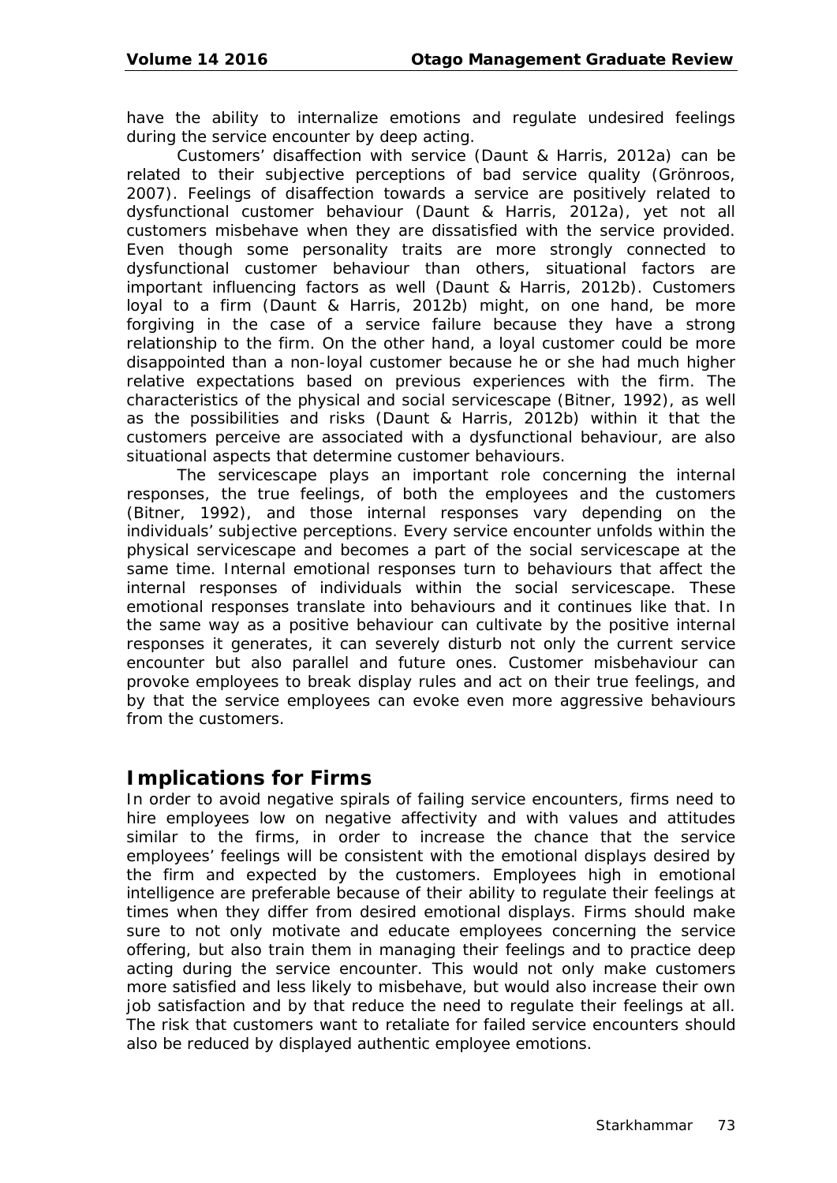have the ability to internalize emotions and regulate undesired feelings during the service encounter by deep acting.

Customers' disaffection with service (Daunt & Harris, 2012a) can be related to their subjective perceptions of bad service quality (Grönroos, 2007). Feelings of disaffection towards a service are positively related to dysfunctional customer behaviour (Daunt & Harris, 2012a), yet not all customers misbehave when they are dissatisfied with the service provided. Even though some personality traits are more strongly connected to dysfunctional customer behaviour than others, situational factors are important influencing factors as well (Daunt & Harris, 2012b). Customers loyal to a firm (Daunt & Harris, 2012b) might, on one hand, be more forgiving in the case of a service failure because they have a strong relationship to the firm. On the other hand, a loyal customer could be more disappointed than a non-loyal customer because he or she had much higher relative expectations based on previous experiences with the firm. The characteristics of the physical and social servicescape (Bitner, 1992), as well as the possibilities and risks (Daunt & Harris, 2012b) within it that the customers perceive are associated with a dysfunctional behaviour, are also situational aspects that determine customer behaviours.

The servicescape plays an important role concerning the internal responses, the true feelings, of both the employees and the customers (Bitner, 1992), and those internal responses vary depending on the individuals' subjective perceptions. Every service encounter unfolds within the physical servicescape and becomes a part of the social servicescape at the same time. Internal emotional responses turn to behaviours that affect the internal responses of individuals within the social servicescape. These emotional responses translate into behaviours and it continues like that. In the same way as a positive behaviour can cultivate by the positive internal responses it generates, it can severely disturb not only the current service encounter but also parallel and future ones. Customer misbehaviour can provoke employees to break display rules and act on their true feelings, and by that the service employees can evoke even more aggressive behaviours from the customers.

## Implications for Firms

In order to avoid negative spirals of failing service encounters, firms need to hire employees low on negative affectivity and with values and attitudes similar to the firms, in order to increase the chance that the service employees' feelings will be consistent with the emotional displays desired by the firm and expected by the customers. Employees high in emotional intelligence are preferable because of their ability to regulate their feelings at times when they differ from desired emotional displays. Firms should make sure to not only motivate and educate employees concerning the service offering, but also train them in managing their feelings and to practice deep acting during the service encounter. This would not only make customers more satisfied and less likely to misbehave, but would also increase their own job satisfaction and by that reduce the need to regulate their feelings at all. The risk that customers want to retaliate for failed service encounters should also be reduced by displayed authentic employee emotions.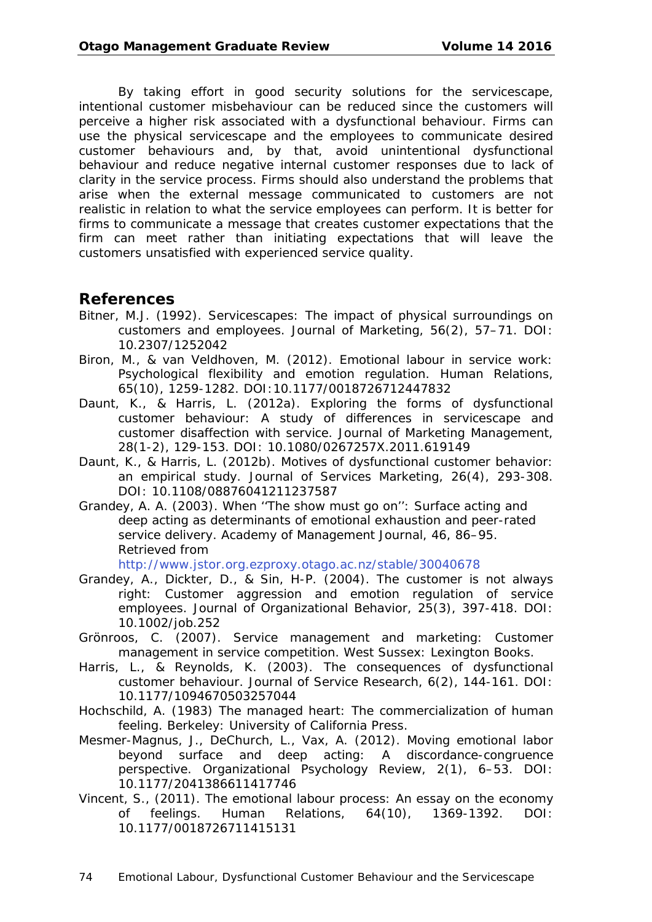By taking effort in good security solutions for the servicescape, intentional customer misbehaviour can be reduced since the customers will perceive a higher risk associated with a dysfunctional behaviour. Firms can use the physical servicescape and the employees to communicate desired customer behaviours and, by that, avoid unintentional dysfunctional behaviour and reduce negative internal customer responses due to lack of clarity in the service process. Firms should also understand the problems that arise when the external message communicated to customers are not realistic in relation to what the service employees can perform. It is better for firms to communicate a message that creates customer expectations that the firm can meet rather than initiating expectations that will leave the customers unsatisfied with experienced service quality.

## References

Bitner, M.J. (1992). Servicescapes: The impact of physical surroundings on customers and employees. Journal of Marketing, 56(2), 57–71. DOI: 10.2307/1252042

Biron, M., & van Veldhoven, M. (2012). Emotional labour in service work: Psychological flexibility and emotion regulation. Human Relations, 65(10), 1259-1282. DOI:10.1177/0018726712447832

Daunt, K., & Harris, L. (2012a). Exploring the forms of dysfunctional customer behaviour: A study of differences in servicescape and customer disaffection with service. Journal of Marketing Management, 28(1-2), 129-153. DOI: 10.1080/0267257X.2011.619149

Daunt, K., & Harris, L. (2012b). Motives of dysfunctional customer behavior: an empirical study. Journal of Services Marketing, 26(4), 293-308. DOI: 10.1108/08876041211237587

Grandey, A. A. (2003). When ''The show must go on'': Surface acting and deep acting as determinants of emotional exhaustion and peer-rated service delivery. Academy of Management Journal, 46, 86–95. Retrieved from http://www.jstor.org.ezproxy.otago.ac.nz/stable/30040678

Grandey, A., Dickter, D., & Sin, H-P. (2004). The customer is not always right: Customer aggression and emotion regulation of service employees. Journal of Organizational Behavior, 25(3), 397-418. DOI: 10.1002/job.252

Grönroos, C. (2007). Service management and marketing: Customer management in service competition. West Sussex: Lexington Books.

Harris, L., & Reynolds, K. (2003). The consequences of dysfunctional customer behaviour. Journal of Service Research, 6(2), 144-161. DOI: 10.1177/1094670503257044

Hochschild, A. (1983) The managed heart: The commercialization of human feeling. Berkeley: University of California Press.

Mesmer-Magnus, J., DeChurch, L., Vax, A. (2012). Moving emotional labor beyond surface and deep acting: A discordance-congruence perspective. Organizational Psychology Review, 2(1), 6–53. DOI: 10.1177/2041386611417746

Vincent, S., (2011). The emotional labour process: An essay on the economy of feelings. Human Relations, 64(10), 1369-1392. DOI: 10.1177/0018726711415131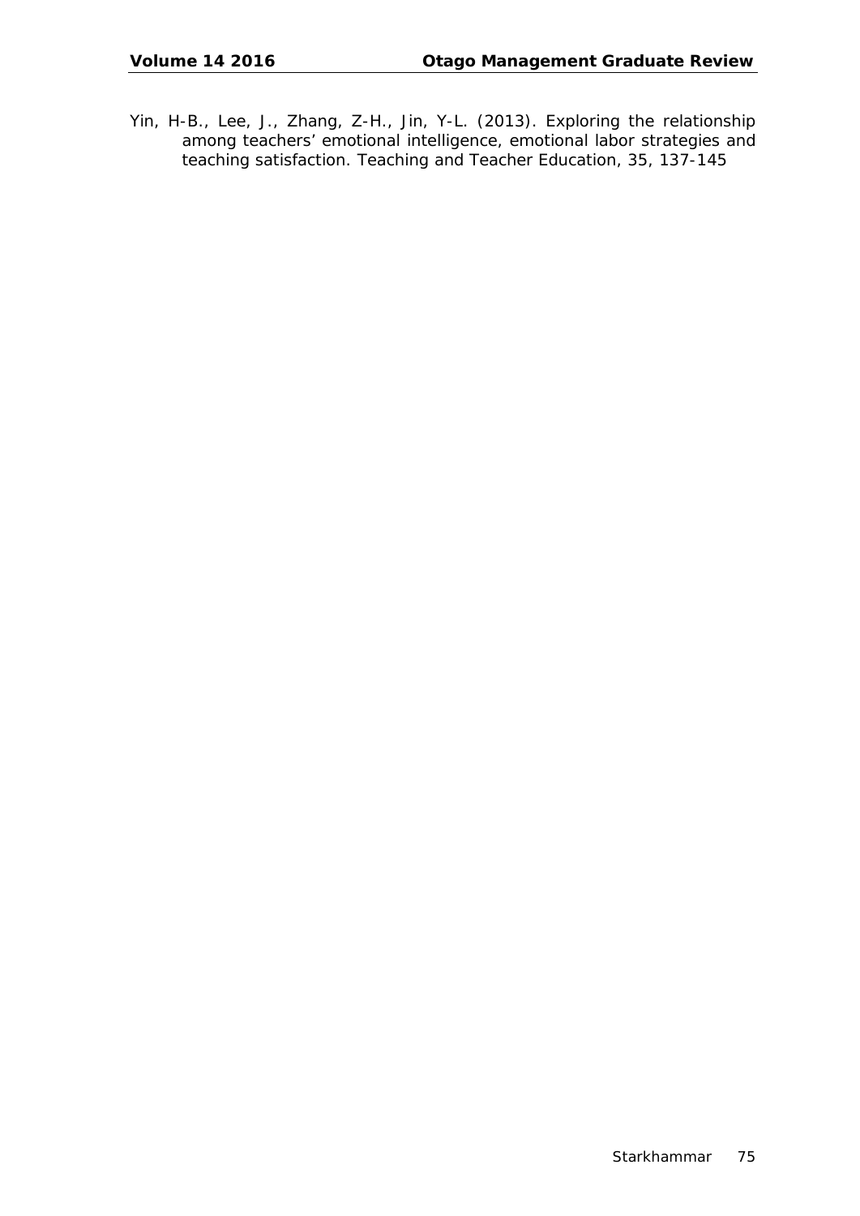Yin, H-B., Lee, J., Zhang, Z-H., Jin, Y-L. (2013). Exploring the relationship among teachers' emotional intelligence, emotional labor strategies and teaching satisfaction. *Teaching and Teacher Education*, 35, 137-145